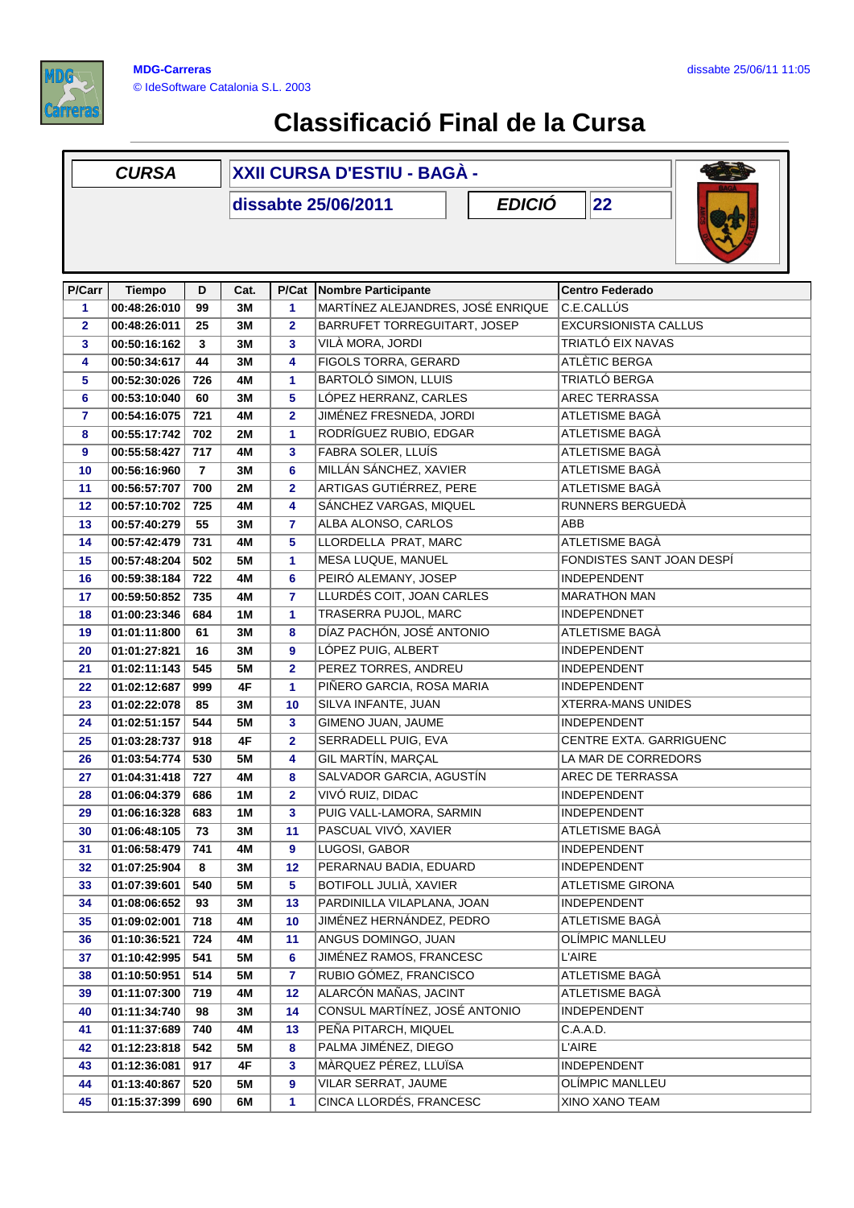MDG-Carreras
© IdeSoftware Catalonia S.L. 2003

dissabte 25/06/11 11:05

# Classificació Final de la Cursa

| CURSA | XXII CURSA D'ESTIU - BAGÀ - | | |
|---|---|---|---|
| | dissabte 25/06/2011 | EDICIÓ | 22 |

| P/Carr | Tiempo | D | Cat. | P/Cat | Nombre Participante | Centro Federado |
|---|---|---|---|---|---|---|
| 1 | 00:48:26:010 | 99 | 3M | 1 | MARTÍNEZ ALEJANDRES, JOSÉ ENRIQUE | C.E.CALLÚS |
| 2 | 00:48:26:011 | 25 | 3M | 2 | BARRUFET TORREGUITART, JOSEP | EXCURSIONISTA CALLUS |
| 3 | 00:50:16:162 | 3 | 3M | 3 | VILÀ MORA, JORDI | TRIATLÓ EIX NAVAS |
| 4 | 00:50:34:617 | 44 | 3M | 4 | FIGOLS TORRA, GERARD | ATLÈTIC BERGA |
| 5 | 00:52:30:026 | 726 | 4M | 1 | BARTOLÓ SIMON, LLUIS | TRIATLÓ BERGA |
| 6 | 00:53:10:040 | 60 | 3M | 5 | LÓPEZ HERRANZ, CARLES | AREC TERRASSA |
| 7 | 00:54:16:075 | 721 | 4M | 2 | JIMÉNEZ FRESNEDA, JORDI | ATLETISME BAGÀ |
| 8 | 00:55:17:742 | 702 | 2M | 1 | RODRÍGUEZ RUBIO, EDGAR | ATLETISME BAGÀ |
| 9 | 00:55:58:427 | 717 | 4M | 3 | FABRA SOLER, LLUÍS | ATLETISME BAGÀ |
| 10 | 00:56:16:960 | 7 | 3M | 6 | MILLÁN SÁNCHEZ, XAVIER | ATLETISME BAGÀ |
| 11 | 00:56:57:707 | 700 | 2M | 2 | ARTIGAS GUTIÉRREZ, PERE | ATLETISME BAGÀ |
| 12 | 00:57:10:702 | 725 | 4M | 4 | SÁNCHEZ VARGAS, MIQUEL | RUNNERS BERGUEDÀ |
| 13 | 00:57:40:279 | 55 | 3M | 7 | ALBA ALONSO, CARLOS | ABB |
| 14 | 00:57:42:479 | 731 | 4M | 5 | LLORDELLA PRAT, MARC | ATLETISME BAGÀ |
| 15 | 00:57:48:204 | 502 | 5M | 1 | MESA LUQUE, MANUEL | FONDISTES SANT JOAN DESPÍ |
| 16 | 00:59:38:184 | 722 | 4M | 6 | PEIRÓ ALEMANY, JOSEP | INDEPENDENT |
| 17 | 00:59:50:852 | 735 | 4M | 7 | LLURDÉS COIT, JOAN CARLES | MARATHON MAN |
| 18 | 01:00:23:346 | 684 | 1M | 1 | TRASERRA PUJOL, MARC | INDEPENDNET |
| 19 | 01:01:11:800 | 61 | 3M | 8 | DÍAZ PACHÓN, JOSÉ ANTONIO | ATLETISME BAGÀ |
| 20 | 01:01:27:821 | 16 | 3M | 9 | LÓPEZ PUIG, ALBERT | INDEPENDENT |
| 21 | 01:02:11:143 | 545 | 5M | 2 | PEREZ TORRES, ANDREU | INDEPENDENT |
| 22 | 01:02:12:687 | 999 | 4F | 1 | PIÑERO GARCIA, ROSA MARIA | INDEPENDENT |
| 23 | 01:02:22:078 | 85 | 3M | 10 | SILVA INFANTE, JUAN | XTERRA-MANS UNIDES |
| 24 | 01:02:51:157 | 544 | 5M | 3 | GIMENO JUAN, JAUME | INDEPENDENT |
| 25 | 01:03:28:737 | 918 | 4F | 2 | SERRADELL PUIG, EVA | CENTRE EXTA. GARRIGUENC |
| 26 | 01:03:54:774 | 530 | 5M | 4 | GIL MARTÍN, MARÇAL | LA MAR DE CORREDORS |
| 27 | 01:04:31:418 | 727 | 4M | 8 | SALVADOR GARCIA, AGUSTÍN | AREC DE TERRASSA |
| 28 | 01:06:04:379 | 686 | 1M | 2 | VIVÓ RUIZ, DIDAC | INDEPENDENT |
| 29 | 01:06:16:328 | 683 | 1M | 3 | PUIG VALL-LAMORA, SARMIN | INDEPENDENT |
| 30 | 01:06:48:105 | 73 | 3M | 11 | PASCUAL VIVÓ, XAVIER | ATLETISME BAGÀ |
| 31 | 01:06:58:479 | 741 | 4M | 9 | LUGOSI, GABOR | INDEPENDENT |
| 32 | 01:07:25:904 | 8 | 3M | 12 | PERARNAU BADIA, EDUARD | INDEPENDENT |
| 33 | 01:07:39:601 | 540 | 5M | 5 | BOTIFOLL JULIÀ, XAVIER | ATLETISME GIRONA |
| 34 | 01:08:06:652 | 93 | 3M | 13 | PARDINILLA VILAPLANA, JOAN | INDEPENDENT |
| 35 | 01:09:02:001 | 718 | 4M | 10 | JIMÉNEZ HERNÁNDEZ, PEDRO | ATLETISME BAGÀ |
| 36 | 01:10:36:521 | 724 | 4M | 11 | ANGUS DOMINGO, JUAN | OLÍMPIC MANLLEU |
| 37 | 01:10:42:995 | 541 | 5M | 6 | JIMÉNEZ RAMOS, FRANCESC | L'AIRE |
| 38 | 01:10:50:951 | 514 | 5M | 7 | RUBIO GÓMEZ, FRANCISCO | ATLETISME BAGÀ |
| 39 | 01:11:07:300 | 719 | 4M | 12 | ALARCÓN MAÑAS, JACINT | ATLETISME BAGÀ |
| 40 | 01:11:34:740 | 98 | 3M | 14 | CONSUL MARTÍNEZ, JOSÉ ANTONIO | INDEPENDENT |
| 41 | 01:11:37:689 | 740 | 4M | 13 | PEÑA PITARCH, MIQUEL | C.A.A.D. |
| 42 | 01:12:23:818 | 542 | 5M | 8 | PALMA JIMÉNEZ, DIEGO | L'AIRE |
| 43 | 01:12:36:081 | 917 | 4F | 3 | MÀRQUEZ PÉREZ, LLUÏSA | INDEPENDENT |
| 44 | 01:13:40:867 | 520 | 5M | 9 | VILAR SERRAT, JAUME | OLÍMPIC MANLLEU |
| 45 | 01:15:37:399 | 690 | 6M | 1 | CINCA LLORDÉS, FRANCESC | XINO XANO TEAM |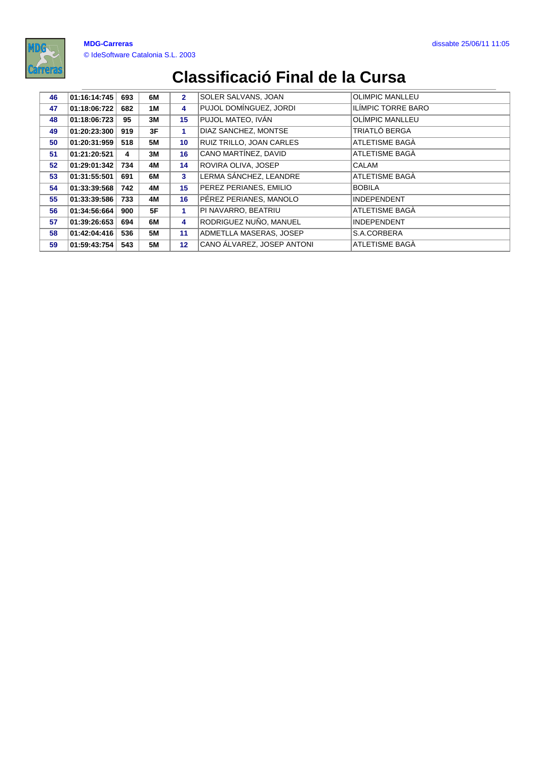# Classificació Final de la Cursa

| | | | | | | |
|---|---|---|---|---|---|---|
| 46 | 01:16:14:745 | 693 | 6M | 2 | SOLER SALVANS, JOAN | OLIMPIC MANLLEU |
| 47 | 01:18:06:722 | 682 | 1M | 4 | PUJOL DOMÍNGUEZ, JORDI | ILÍMPIC TORRE BARO |
| 48 | 01:18:06:723 | 95 | 3M | 15 | PUJOL MATEO, IVÁN | OLÍMPIC MANLLEU |
| 49 | 01:20:23:300 | 919 | 3F | 1 | DIAZ SANCHEZ, MONTSE | TRIATLÓ BERGA |
| 50 | 01:20:31:959 | 518 | 5M | 10 | RUIZ TRILLO, JOAN CARLES | ATLETISME BAGÀ |
| 51 | 01:21:20:521 | 4 | 3M | 16 | CANO MARTÍNEZ, DAVID | ATLETISME BAGÀ |
| 52 | 01:29:01:342 | 734 | 4M | 14 | ROVIRA OLIVA, JOSEP | CALAM |
| 53 | 01:31:55:501 | 691 | 6M | 3 | LERMA SÁNCHEZ, LEANDRE | ATLETISME BAGÀ |
| 54 | 01:33:39:568 | 742 | 4M | 15 | PEREZ PERIANES, EMILIO | BOBILA |
| 55 | 01:33:39:586 | 733 | 4M | 16 | PÉREZ PERIANES, MANOLO | INDEPENDENT |
| 56 | 01:34:56:664 | 900 | 5F | 1 | PI NAVARRO, BEATRIU | ATLETISME BAGÀ |
| 57 | 01:39:26:653 | 694 | 6M | 4 | RODRIGUEZ NUÑO, MANUEL | INDEPENDENT |
| 58 | 01:42:04:416 | 536 | 5M | 11 | ADMETLLA MASERAS, JOSEP | S.A.CORBERA |
| 59 | 01:59:43:754 | 543 | 5M | 12 | CANO ÁLVAREZ, JOSEP ANTONI | ATLETISME BAGÀ |